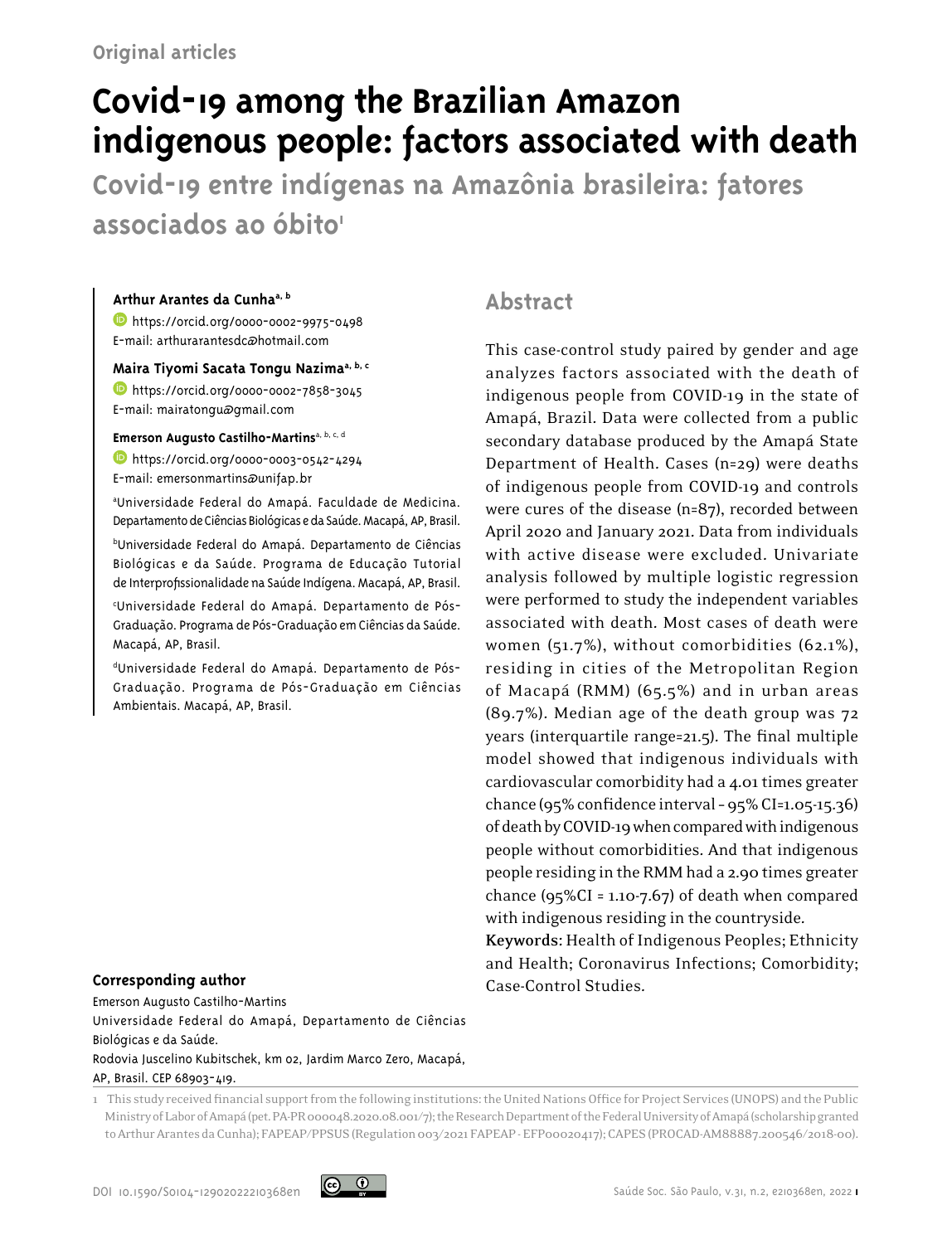Original articles

# Covid-19 among the Brazilian Amazon indigenous people: factors associated with death

## Covid-19 entre indígenas na Amazônia brasileira: fatores associados ao óbito[1]

**Arthur Arantes da Cunha**[a, b]
https://orcid.org/0000-0002-9975-0498
E-mail: arthurarantesdc@hotmail.com

**Maira Tiyomi Sacata Tongu Nazima**[a, b, c]
https://orcid.org/0000-0002-7858-3045
E-mail: mairatongu@gmail.com

**Emerson Augusto Castilho-Martins**[a, b, c, d]
https://orcid.org/0000-0003-0542-4294
E-mail: emersonmartins@unifap.br

[a]Universidade Federal do Amapá. Faculdade de Medicina. Departamento de Ciências Biológicas e da Saúde. Macapá, AP, Brasil.

[b]Universidade Federal do Amapá. Departamento de Ciências Biológicas e da Saúde. Programa de Educação Tutorial de Interprofissionalidade na Saúde Indígena. Macapá, AP, Brasil.

[c]Universidade Federal do Amapá. Departamento de Pós-Graduação. Programa de Pós-Graduação em Ciências da Saúde. Macapá, AP, Brasil.

[d]Universidade Federal do Amapá. Departamento de Pós-Graduação. Programa de Pós-Graduação em Ciências Ambientais. Macapá, AP, Brasil.

## Abstract

This case-control study paired by gender and age analyzes factors associated with the death of indigenous people from COVID-19 in the state of Amapá, Brazil. Data were collected from a public secondary database produced by the Amapá State Department of Health. Cases (n=29) were deaths of indigenous people from COVID-19 and controls were cures of the disease (n=87), recorded between April 2020 and January 2021. Data from individuals with active disease were excluded. Univariate analysis followed by multiple logistic regression were performed to study the independent variables associated with death. Most cases of death were women (51.7%), without comorbidities (62.1%), residing in cities of the Metropolitan Region of Macapá (RMM) (65.5%) and in urban areas (89.7%). Median age of the death group was 72 years (interquartile range=21.5). The final multiple model showed that indigenous individuals with cardiovascular comorbidity had a 4.01 times greater chance (95% confidence interval - 95% CI=1.05-15.36) of death by COVID-19 when compared with indigenous people without comorbidities. And that indigenous people residing in the RMM had a 2.90 times greater chance (95%CI = 1.10-7.67) of death when compared with indigenous residing in the countryside.

**Keywords:** Health of Indigenous Peoples; Ethnicity and Health; Coronavirus Infections; Comorbidity; Case-Control Studies.

**Corresponding author**
Emerson Augusto Castilho-Martins
Universidade Federal do Amapá, Departamento de Ciências Biológicas e da Saúde.
Rodovia Juscelino Kubitschek, km 02, Jardim Marco Zero, Macapá, AP, Brasil. CEP 68903-419.

1 This study received financial support from the following institutions: the United Nations Office for Project Services (UNOPS) and the Public Ministry of Labor of Amapá (pet. PA-PR 000048.2020.08.001/7); the Research Department of the Federal University of Amapá (scholarship granted to Arthur Arantes da Cunha); FAPEAP/PPSUS (Regulation 003/2021 FAPEAP - EFP00020417); CAPES (PROCAD-AM88887.200546/2018-00).

DOI 10.1590/S0104-12902022210368en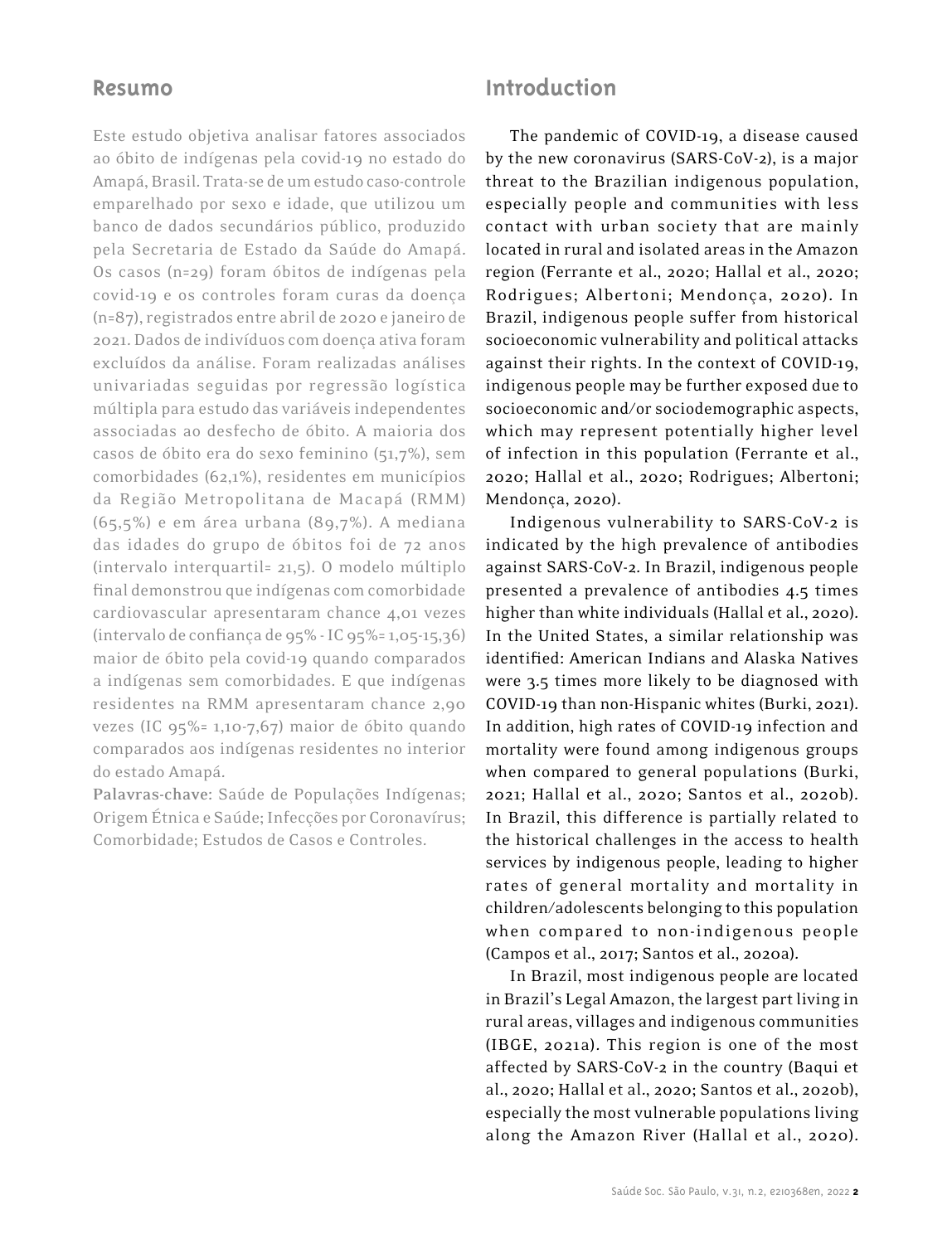## Resumo

Este estudo objetiva analisar fatores associados ao óbito de indígenas pela covid-19 no estado do Amapá, Brasil. Trata-se de um estudo caso-controle emparelhado por sexo e idade, que utilizou um banco de dados secundários público, produzido pela Secretaria de Estado da Saúde do Amapá. Os casos (n=29) foram óbitos de indígenas pela covid-19 e os controles foram curas da doença (n=87), registrados entre abril de 2020 e janeiro de 2021. Dados de indivíduos com doença ativa foram excluídos da análise. Foram realizadas análises univariadas seguidas por regressão logística múltipla para estudo das variáveis independentes associadas ao desfecho de óbito. A maioria dos casos de óbito era do sexo feminino (51,7%), sem comorbidades (62,1%), residentes em municípios da Região Metropolitana de Macapá (RMM) (65,5%) e em área urbana (89,7%). A mediana das idades do grupo de óbitos foi de 72 anos (intervalo interquartil= 21,5). O modelo múltiplo final demonstrou que indígenas com comorbidade cardiovascular apresentaram chance 4,01 vezes (intervalo de confiança de 95% - IC 95%= 1,05-15,36) maior de óbito pela covid-19 quando comparados a indígenas sem comorbidades. E que indígenas residentes na RMM apresentaram chance 2,90 vezes (IC 95%= 1,10-7,67) maior de óbito quando comparados aos indígenas residentes no interior do estado Amapá.

**Palavras-chave:** Saúde de Populações Indígenas; Origem Étnica e Saúde; Infecções por Coronavírus; Comorbidade; Estudos de Casos e Controles.

## Introduction

The pandemic of COVID-19, a disease caused by the new coronavirus (SARS-CoV-2), is a major threat to the Brazilian indigenous population, especially people and communities with less contact with urban society that are mainly located in rural and isolated areas in the Amazon region (Ferrante et al., 2020; Hallal et al., 2020; Rodrigues; Albertoni; Mendonça, 2020). In Brazil, indigenous people suffer from historical socioeconomic vulnerability and political attacks against their rights. In the context of COVID-19, indigenous people may be further exposed due to socioeconomic and/or sociodemographic aspects, which may represent potentially higher level of infection in this population (Ferrante et al., 2020; Hallal et al., 2020; Rodrigues; Albertoni; Mendonça, 2020).

Indigenous vulnerability to SARS-CoV-2 is indicated by the high prevalence of antibodies against SARS-CoV-2. In Brazil, indigenous people presented a prevalence of antibodies 4.5 times higher than white individuals (Hallal et al., 2020). In the United States, a similar relationship was identified: American Indians and Alaska Natives were 3.5 times more likely to be diagnosed with COVID-19 than non-Hispanic whites (Burki, 2021). In addition, high rates of COVID-19 infection and mortality were found among indigenous groups when compared to general populations (Burki, 2021; Hallal et al., 2020; Santos et al., 2020b). In Brazil, this difference is partially related to the historical challenges in the access to health services by indigenous people, leading to higher rates of general mortality and mortality in children/adolescents belonging to this population when compared to non-indigenous people (Campos et al., 2017; Santos et al., 2020a).

In Brazil, most indigenous people are located in Brazil's Legal Amazon, the largest part living in rural areas, villages and indigenous communities (IBGE, 2021a). This region is one of the most affected by SARS-CoV-2 in the country (Baqui et al., 2020; Hallal et al., 2020; Santos et al., 2020b), especially the most vulnerable populations living along the Amazon River (Hallal et al., 2020).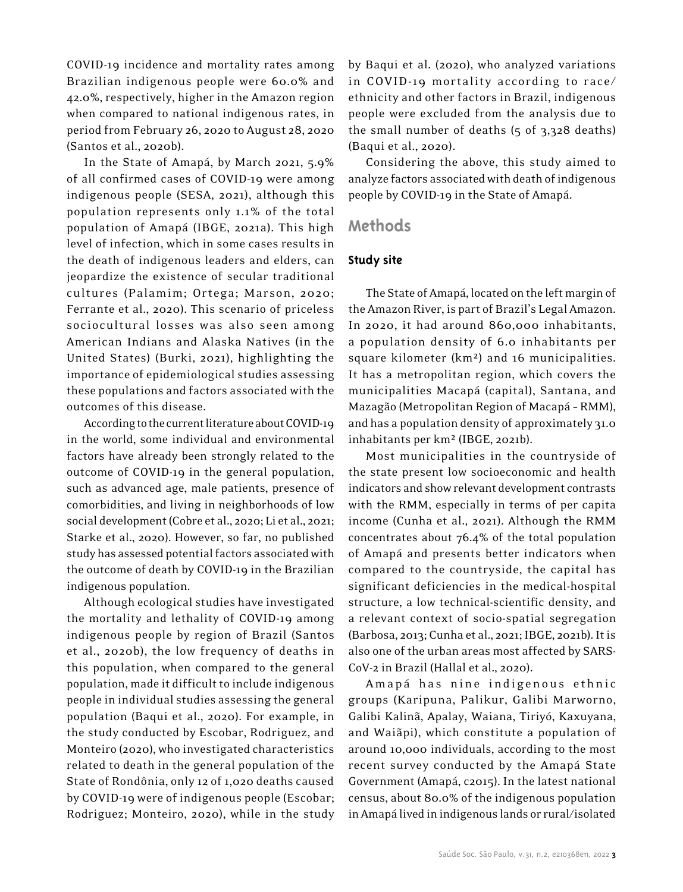COVID-19 incidence and mortality rates among Brazilian indigenous people were 60.0% and 42.0%, respectively, higher in the Amazon region when compared to national indigenous rates, in period from February 26, 2020 to August 28, 2020 (Santos et al., 2020b).

In the State of Amapá, by March 2021, 5.9% of all confirmed cases of COVID-19 were among indigenous people (SESA, 2021), although this population represents only 1.1% of the total population of Amapá (IBGE, 2021a). This high level of infection, which in some cases results in the death of indigenous leaders and elders, can jeopardize the existence of secular traditional cultures (Palamim; Ortega; Marson, 2020; Ferrante et al., 2020). This scenario of priceless sociocultural losses was also seen among American Indians and Alaska Natives (in the United States) (Burki, 2021), highlighting the importance of epidemiological studies assessing these populations and factors associated with the outcomes of this disease.

According to the current literature about COVID-19 in the world, some individual and environmental factors have already been strongly related to the outcome of COVID-19 in the general population, such as advanced age, male patients, presence of comorbidities, and living in neighborhoods of low social development (Cobre et al., 2020; Li et al., 2021; Starke et al., 2020). However, so far, no published study has assessed potential factors associated with the outcome of death by COVID-19 in the Brazilian indigenous population.

Although ecological studies have investigated the mortality and lethality of COVID-19 among indigenous people by region of Brazil (Santos et al., 2020b), the low frequency of deaths in this population, when compared to the general population, made it difficult to include indigenous people in individual studies assessing the general population (Baqui et al., 2020). For example, in the study conducted by Escobar, Rodriguez, and Monteiro (2020), who investigated characteristics related to death in the general population of the State of Rondônia, only 12 of 1,020 deaths caused by COVID-19 were of indigenous people (Escobar; Rodriguez; Monteiro, 2020), while in the study by Baqui et al. (2020), who analyzed variations in COVID-19 mortality according to race/ethnicity and other factors in Brazil, indigenous people were excluded from the analysis due to the small number of deaths (5 of 3,328 deaths) (Baqui et al., 2020).

Considering the above, this study aimed to analyze factors associated with death of indigenous people by COVID-19 in the State of Amapá.

## Methods

### Study site

The State of Amapá, located on the left margin of the Amazon River, is part of Brazil's Legal Amazon. In 2020, it had around 860,000 inhabitants, a population density of 6.0 inhabitants per square kilometer ($km^2$) and 16 municipalities. It has a metropolitan region, which covers the municipalities Macapá (capital), Santana, and Mazagão (Metropolitan Region of Macapá – RMM), and has a population density of approximately 31.0 inhabitants per $km^2$ (IBGE, 2021b).

Most municipalities in the countryside of the state present low socioeconomic and health indicators and show relevant development contrasts with the RMM, especially in terms of per capita income (Cunha et al., 2021). Although the RMM concentrates about 76.4% of the total population of Amapá and presents better indicators when compared to the countryside, the capital has significant deficiencies in the medical-hospital structure, a low technical-scientific density, and a relevant context of socio-spatial segregation (Barbosa, 2013; Cunha et al., 2021; IBGE, 2021b). It is also one of the urban areas most affected by SARS-CoV-2 in Brazil (Hallal et al., 2020).

Amapá has nine indigenous ethnic groups (Karipuna, Palikur, Galibi Marworno, Galibi Kalinã, Apalay, Waiana, Tiriyó, Kaxuyana, and Waiãpi), which constitute a population of around 10,000 individuals, according to the most recent survey conducted by the Amapá State Government (Amapá, c2015). In the latest national census, about 80.0% of the indigenous population in Amapá lived in indigenous lands or rural/isolated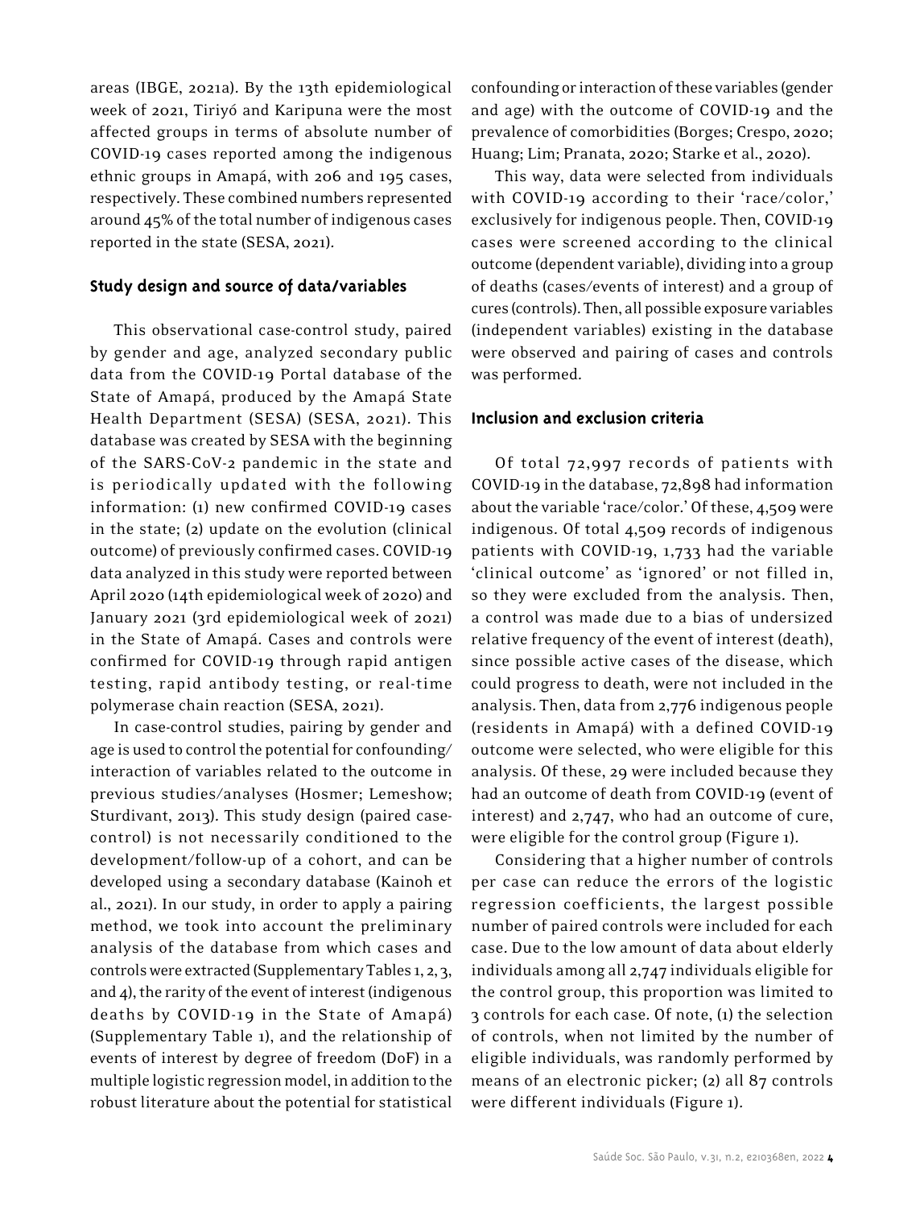areas (IBGE, 2021a). By the 13th epidemiological week of 2021, Tiriyó and Karipuna were the most affected groups in terms of absolute number of COVID-19 cases reported among the indigenous ethnic groups in Amapá, with 206 and 195 cases, respectively. These combined numbers represented around 45% of the total number of indigenous cases reported in the state (SESA, 2021).

## Study design and source of data/variables

This observational case-control study, paired by gender and age, analyzed secondary public data from the COVID-19 Portal database of the State of Amapá, produced by the Amapá State Health Department (SESA) (SESA, 2021). This database was created by SESA with the beginning of the SARS-CoV-2 pandemic in the state and is periodically updated with the following information: (1) new confirmed COVID-19 cases in the state; (2) update on the evolution (clinical outcome) of previously confirmed cases. COVID-19 data analyzed in this study were reported between April 2020 (14th epidemiological week of 2020) and January 2021 (3rd epidemiological week of 2021) in the State of Amapá. Cases and controls were confirmed for COVID-19 through rapid antigen testing, rapid antibody testing, or real-time polymerase chain reaction (SESA, 2021).

In case-control studies, pairing by gender and age is used to control the potential for confounding/interaction of variables related to the outcome in previous studies/analyses (Hosmer; Lemeshow; Sturdivant, 2013). This study design (paired case-control) is not necessarily conditioned to the development/follow-up of a cohort, and can be developed using a secondary database (Kainoh et al., 2021). In our study, in order to apply a pairing method, we took into account the preliminary analysis of the database from which cases and controls were extracted (Supplementary Tables 1, 2, 3, and 4), the rarity of the event of interest (indigenous deaths by COVID-19 in the State of Amapá) (Supplementary Table 1), and the relationship of events of interest by degree of freedom (DoF) in a multiple logistic regression model, in addition to the robust literature about the potential for statistical confounding or interaction of these variables (gender and age) with the outcome of COVID-19 and the prevalence of comorbidities (Borges; Crespo, 2020; Huang; Lim; Pranata, 2020; Starke et al., 2020).

This way, data were selected from individuals with COVID-19 according to their 'race/color,' exclusively for indigenous people. Then, COVID-19 cases were screened according to the clinical outcome (dependent variable), dividing into a group of deaths (cases/events of interest) and a group of cures (controls). Then, all possible exposure variables (independent variables) existing in the database were observed and pairing of cases and controls was performed.

## Inclusion and exclusion criteria

Of total 72,997 records of patients with COVID-19 in the database, 72,898 had information about the variable 'race/color.' Of these, 4,509 were indigenous. Of total 4,509 records of indigenous patients with COVID-19, 1,733 had the variable 'clinical outcome' as 'ignored' or not filled in, so they were excluded from the analysis. Then, a control was made due to a bias of undersized relative frequency of the event of interest (death), since possible active cases of the disease, which could progress to death, were not included in the analysis. Then, data from 2,776 indigenous people (residents in Amapá) with a defined COVID-19 outcome were selected, who were eligible for this analysis. Of these, 29 were included because they had an outcome of death from COVID-19 (event of interest) and 2,747, who had an outcome of cure, were eligible for the control group (Figure 1).

Considering that a higher number of controls per case can reduce the errors of the logistic regression coefficients, the largest possible number of paired controls were included for each case. Due to the low amount of data about elderly individuals among all 2,747 individuals eligible for the control group, this proportion was limited to 3 controls for each case. Of note, (1) the selection of controls, when not limited by the number of eligible individuals, was randomly performed by means of an electronic picker; (2) all 87 controls were different individuals (Figure 1).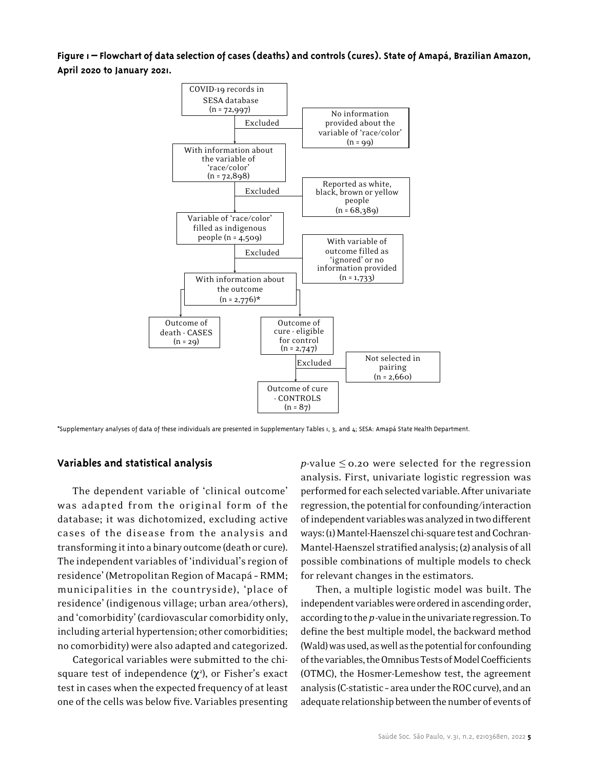**Figure 1 – Flowchart of data selection of cases (deaths) and controls (cures). State of Amapá, Brazilian Amazon, April 2020 to January 2021.**

- COVID-19 records in SESA database (n = 72,997)
  - Excluded: No information provided about the variable of 'race/color' (n = 99)
- With information about the variable of 'race/color' (n = 72,898)
  - Excluded: Reported as white, black, brown or yellow people (n = 68,389)
- Variable of 'race/color' filled as indigenous people (n = 4,509)
  - Excluded: With variable of outcome filled as 'ignored' or no information provided (n = 1,733)
- With information about the outcome (n = 2,776)*
  - Outcome of death - CASES (n = 29)
  - Outcome of cure - eligible for control (n = 2,747)
    - Excluded: Not selected in pairing (n = 2,660)
    - Outcome of cure - CONTROLS (n = 87)

*Supplementary analyses of data of these individuals are presented in Supplementary Tables 1, 3, and 4; SESA: Amapá State Health Department.

## Variables and statistical analysis

The dependent variable of 'clinical outcome' was adapted from the original form of the database; it was dichotomized, excluding active cases of the disease from the analysis and transforming it into a binary outcome (death or cure). The independent variables of 'individual's region of residence' (Metropolitan Region of Macapá – RMM; municipalities in the countryside), 'place of residence' (indigenous village; urban area/others), and 'comorbidity' (cardiovascular comorbidity only, including arterial hypertension; other comorbidities; no comorbidity) were also adapted and categorized.

Categorical variables were submitted to the chi-square test of independence ($\chi^2$), or Fisher's exact test in cases when the expected frequency of at least one of the cells was below five. Variables presenting $p$-value $\leq 0.20$ were selected for the regression analysis. First, univariate logistic regression was performed for each selected variable. After univariate regression, the potential for confounding/interaction of independent variables was analyzed in two different ways: (1) Mantel-Haenszel chi-square test and Cochran-Mantel-Haenszel stratified analysis; (2) analysis of all possible combinations of multiple models to check for relevant changes in the estimators.

Then, a multiple logistic model was built. The independent variables were ordered in ascending order, according to the $p$-value in the univariate regression. To define the best multiple model, the backward method (Wald) was used, as well as the potential for confounding of the variables, the Omnibus Tests of Model Coefficients (OTMC), the Hosmer-Lemeshow test, the agreement analysis (C-statistic – area under the ROC curve), and an adequate relationship between the number of events of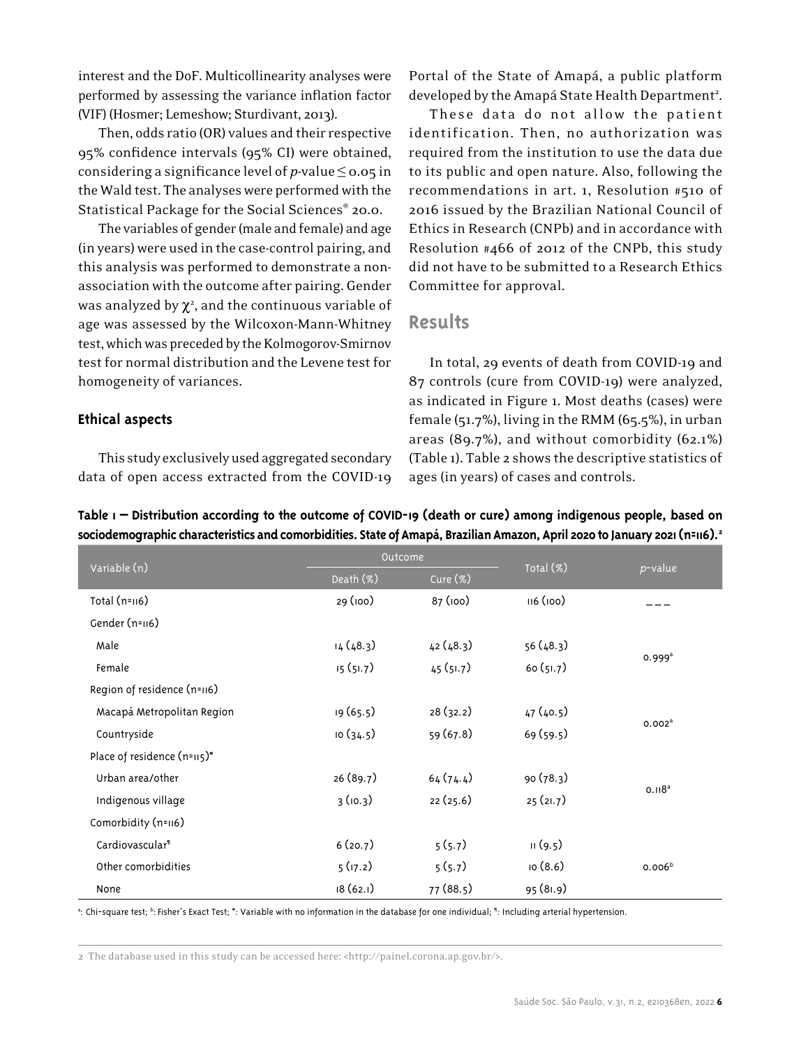interest and the DoF. Multicollinearity analyses were performed by assessing the variance inflation factor (VIF) (Hosmer; Lemeshow; Sturdivant, 2013).

Then, odds ratio (OR) values and their respective 95% confidence intervals (95% CI) were obtained, considering a significance level of $p$-value $\leq$ 0.05 in the Wald test. The analyses were performed with the Statistical Package for the Social Sciences® 20.0.

The variables of gender (male and female) and age (in years) were used in the case-control pairing, and this analysis was performed to demonstrate a non-association with the outcome after pairing. Gender was analyzed by $\chi^2$, and the continuous variable of age was assessed by the Wilcoxon-Mann-Whitney test, which was preceded by the Kolmogorov-Smirnov test for normal distribution and the Levene test for homogeneity of variances.

### Ethical aspects

This study exclusively used aggregated secondary data of open access extracted from the COVID-19 Portal of the State of Amapá, a public platform developed by the Amapá State Health Department[2].

These data do not allow the patient identification. Then, no authorization was required from the institution to use the data due to its public and open nature. Also, following the recommendations in art. 1, Resolution #510 of 2016 issued by the Brazilian National Council of Ethics in Research (CNPb) and in accordance with Resolution #466 of 2012 of the CNPb, this study did not have to be submitted to a Research Ethics Committee for approval.

## Results

In total, 29 events of death from COVID-19 and 87 controls (cure from COVID-19) were analyzed, as indicated in Figure 1. Most deaths (cases) were female (51.7%), living in the RMM (65.5%), in urban areas (89.7%), and without comorbidity (62.1%) (Table 1). Table 2 shows the descriptive statistics of ages (in years) of cases and controls.

**Table 1 – Distribution according to the outcome of COVID-19 (death or cure) among indigenous people, based on sociodemographic characteristics and comorbidities. State of Amapá, Brazilian Amazon, April 2020 to January 2021 (n=116).[2]**

| Variable (n) | Outcome | | Total (%) | $p$-value |
|---|---|---|---|---|
| | Death (%) | Cure (%) | | |
| Total (n=116) | 29 (100) | 87 (100) | 116 (100) | --- |
| Gender (n=116) | | | | |
| Male | 14 (48.3) | 42 (48.3) | 56 (48.3) | 0.999[a] |
| Female | 15 (51.7) | 45 (51.7) | 60 (51.7) | |
| Region of residence (n=116) | | | | |
| Macapá Metropolitan Region | 19 (65.5) | 28 (32.2) | 47 (40.5) | 0.002[a] |
| Countryside | 10 (34.5) | 59 (67.8) | 69 (59.5) | |
| Place of residence (n=115)* | | | | |
| Urban area/other | 26 (89.7) | 64 (74.4) | 90 (78.3) | 0.118[a] |
| Indigenous village | 3 (10.3) | 22 (25.6) | 25 (21.7) | |
| Comorbidity (n=116) | | | | |
| Cardiovascular¶ | 6 (20.7) | 5 (5.7) | 11 (9.5) | |
| Other comorbidities | 5 (17.2) | 5 (5.7) | 10 (8.6) | 0.006[b] |
| None | 18 (62.1) | 77 (88.5) | 95 (81.9) | |

[a]: Chi-square test; [b]: Fisher's Exact Test; *: Variable with no information in the database for one individual; ¶: Including arterial hypertension.

2 The database used in this study can be accessed here: <http://painel.corona.ap.gov.br/>.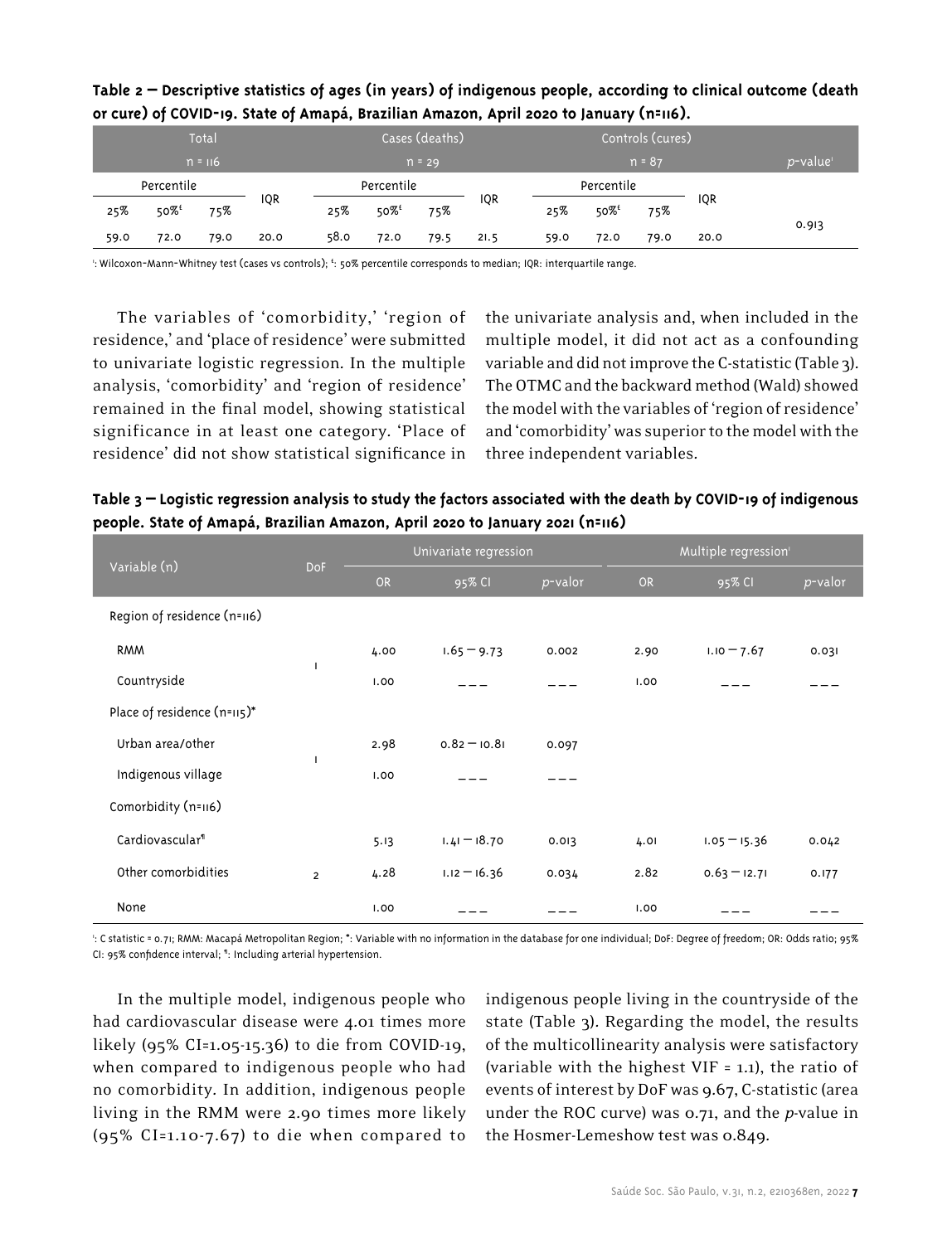**Table 2 – Descriptive statistics of ages (in years) of indigenous people, according to clinical outcome (death or cure) of COVID-19. State of Amapá, Brazilian Amazon, April 2020 to January (n=116).**

| Total | | | | Cases (deaths) | | | | Controls (cures) | | | | |
|---|---|---|---|---|---|---|---|---|---|---|---|---|
| n = 116 | | | | n = 29 | | | | n = 87 | | | | *p*-value[i] |
| Percentile | | | IQR | Percentile | | | IQR | Percentile | | | IQR | |
| 25% | 50%[£] | 75% | | 25% | 50%[£] | 75% | | 25% | 50%[£] | 75% | | |
| 59.0 | 72.0 | 79.0 | 20.0 | 58.0 | 72.0 | 79.5 | 21.5 | 59.0 | 72.0 | 79.0 | 20.0 | 0.913 |

[i]: Wilcoxon-Mann-Whitney test (cases vs controls); [£]: 50% percentile corresponds to median; IQR: interquartile range.

The variables of 'comorbidity,' 'region of residence,' and 'place of residence' were submitted to univariate logistic regression. In the multiple analysis, 'comorbidity' and 'region of residence' remained in the final model, showing statistical significance in at least one category. 'Place of residence' did not show statistical significance in the univariate analysis and, when included in the multiple model, it did not act as a confounding variable and did not improve the C-statistic (Table 3). The OTMC and the backward method (Wald) showed the model with the variables of 'region of residence' and 'comorbidity' was superior to the model with the three independent variables.

**Table 3 – Logistic regression analysis to study the factors associated with the death by COVID-19 of indigenous people. State of Amapá, Brazilian Amazon, April 2020 to January 2021 (n=116)**

| Variable (n) | DoF | Univariate regression | | | Multiple regression[i] | | |
|---|---|---|---|---|---|---|---|
| | | OR | 95% CI | *p*-valor | OR | 95% CI | *p*-valor |
| Region of residence (n=116) | | | | | | | |
| RMM | 1 | 4.00 | 1.65 – 9.73 | 0.002 | 2.90 | 1.10 – 7.67 | 0.031 |
| Countryside | | 1.00 | ––– | ––– | 1.00 | ––– | ––– |
| Place of residence (n=115)* | | | | | | | |
| Urban area/other | 1 | 2.98 | 0.82 – 10.81 | 0.097 | | | |
| Indigenous village | | 1.00 | ––– | ––– | | | |
| Comorbidity (n=116) | | | | | | | |
| Cardiovascular[¶] | | 5.13 | 1.41 – 18.70 | 0.013 | 4.01 | 1.05 – 15.36 | 0.042 |
| Other comorbidities | 2 | 4.28 | 1.12 – 16.36 | 0.034 | 2.82 | 0.63 – 12.71 | 0.177 |
| None | | 1.00 | ––– | ––– | 1.00 | ––– | ––– |

[i]: C statistic = 0.71; RMM: Macapá Metropolitan Region; *: Variable with no information in the database for one individual; DoF: Degree of freedom; OR: Odds ratio; 95% CI: 95% confidence interval; [¶]: Including arterial hypertension.

In the multiple model, indigenous people who had cardiovascular disease were 4.01 times more likely (95% CI=1.05-15.36) to die from COVID-19, when compared to indigenous people who had no comorbidity. In addition, indigenous people living in the RMM were 2.90 times more likely (95% CI=1.10-7.67) to die when compared to indigenous people living in the countryside of the state (Table 3). Regarding the model, the results of the multicollinearity analysis were satisfactory (variable with the highest VIF = 1.1), the ratio of events of interest by DoF was 9.67, C-statistic (area under the ROC curve) was 0.71, and the *p*-value in the Hosmer-Lemeshow test was 0.849.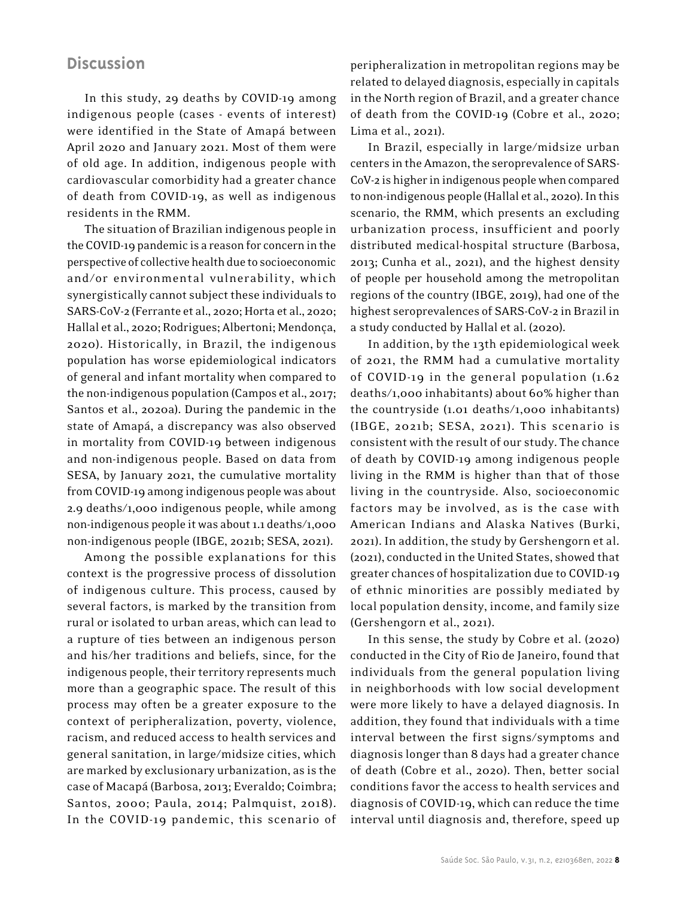## Discussion

In this study, 29 deaths by COVID-19 among indigenous people (cases - events of interest) were identified in the State of Amapá between April 2020 and January 2021. Most of them were of old age. In addition, indigenous people with cardiovascular comorbidity had a greater chance of death from COVID-19, as well as indigenous residents in the RMM.

The situation of Brazilian indigenous people in the COVID-19 pandemic is a reason for concern in the perspective of collective health due to socioeconomic and/or environmental vulnerability, which synergistically cannot subject these individuals to SARS-CoV-2 (Ferrante et al., 2020; Horta et al., 2020; Hallal et al., 2020; Rodrigues; Albertoni; Mendonça, 2020). Historically, in Brazil, the indigenous population has worse epidemiological indicators of general and infant mortality when compared to the non-indigenous population (Campos et al., 2017; Santos et al., 2020a). During the pandemic in the state of Amapá, a discrepancy was also observed in mortality from COVID-19 between indigenous and non-indigenous people. Based on data from SESA, by January 2021, the cumulative mortality from COVID-19 among indigenous people was about 2.9 deaths/1,000 indigenous people, while among non-indigenous people it was about 1.1 deaths/1,000 non-indigenous people (IBGE, 2021b; SESA, 2021).

Among the possible explanations for this context is the progressive process of dissolution of indigenous culture. This process, caused by several factors, is marked by the transition from rural or isolated to urban areas, which can lead to a rupture of ties between an indigenous person and his/her traditions and beliefs, since, for the indigenous people, their territory represents much more than a geographic space. The result of this process may often be a greater exposure to the context of peripheralization, poverty, violence, racism, and reduced access to health services and general sanitation, in large/midsize cities, which are marked by exclusionary urbanization, as is the case of Macapá (Barbosa, 2013; Everaldo; Coimbra; Santos, 2000; Paula, 2014; Palmquist, 2018). In the COVID-19 pandemic, this scenario of peripheralization in metropolitan regions may be related to delayed diagnosis, especially in capitals in the North region of Brazil, and a greater chance of death from the COVID-19 (Cobre et al., 2020; Lima et al., 2021).

In Brazil, especially in large/midsize urban centers in the Amazon, the seroprevalence of SARS-CoV-2 is higher in indigenous people when compared to non-indigenous people (Hallal et al., 2020). In this scenario, the RMM, which presents an excluding urbanization process, insufficient and poorly distributed medical-hospital structure (Barbosa, 2013; Cunha et al., 2021), and the highest density of people per household among the metropolitan regions of the country (IBGE, 2019), had one of the highest seroprevalences of SARS-CoV-2 in Brazil in a study conducted by Hallal et al. (2020).

In addition, by the 13th epidemiological week of 2021, the RMM had a cumulative mortality of COVID-19 in the general population (1.62 deaths/1,000 inhabitants) about 60% higher than the countryside (1.01 deaths/1,000 inhabitants) (IBGE, 2021b; SESA, 2021). This scenario is consistent with the result of our study. The chance of death by COVID-19 among indigenous people living in the RMM is higher than that of those living in the countryside. Also, socioeconomic factors may be involved, as is the case with American Indians and Alaska Natives (Burki, 2021). In addition, the study by Gershengorn et al. (2021), conducted in the United States, showed that greater chances of hospitalization due to COVID-19 of ethnic minorities are possibly mediated by local population density, income, and family size (Gershengorn et al., 2021).

In this sense, the study by Cobre et al. (2020) conducted in the City of Rio de Janeiro, found that individuals from the general population living in neighborhoods with low social development were more likely to have a delayed diagnosis. In addition, they found that individuals with a time interval between the first signs/symptoms and diagnosis longer than 8 days had a greater chance of death (Cobre et al., 2020). Then, better social conditions favor the access to health services and diagnosis of COVID-19, which can reduce the time interval until diagnosis and, therefore, speed up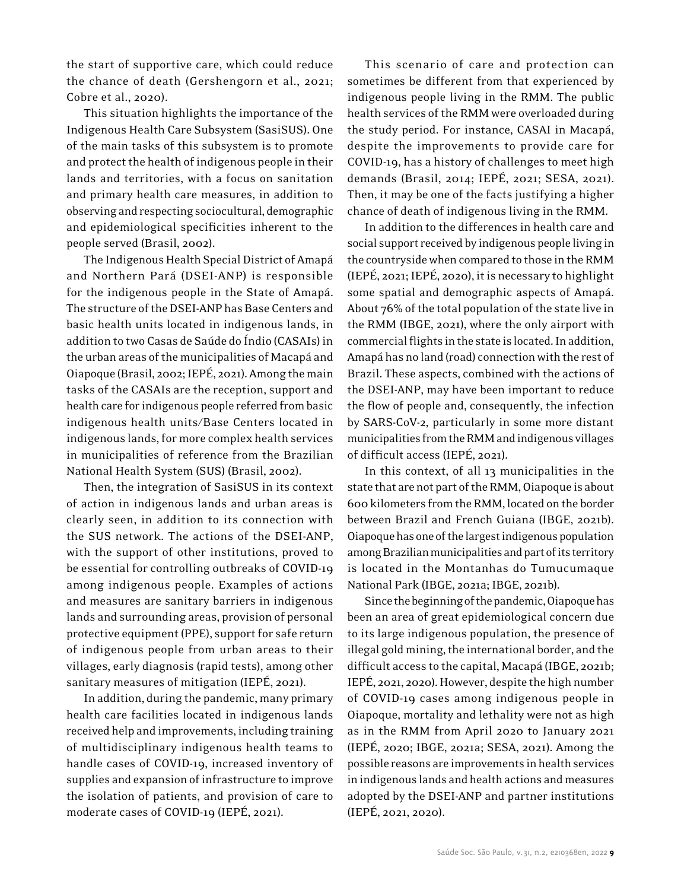the start of supportive care, which could reduce the chance of death (Gershengorn et al., 2021; Cobre et al., 2020).

This situation highlights the importance of the Indigenous Health Care Subsystem (SasiSUS). One of the main tasks of this subsystem is to promote and protect the health of indigenous people in their lands and territories, with a focus on sanitation and primary health care measures, in addition to observing and respecting sociocultural, demographic and epidemiological specificities inherent to the people served (Brasil, 2002).

The Indigenous Health Special District of Amapá and Northern Pará (DSEI-ANP) is responsible for the indigenous people in the State of Amapá. The structure of the DSEI-ANP has Base Centers and basic health units located in indigenous lands, in addition to two Casas de Saúde do Índio (CASAIs) in the urban areas of the municipalities of Macapá and Oiapoque (Brasil, 2002; IEPÉ, 2021). Among the main tasks of the CASAIs are the reception, support and health care for indigenous people referred from basic indigenous health units/Base Centers located in indigenous lands, for more complex health services in municipalities of reference from the Brazilian National Health System (SUS) (Brasil, 2002).

Then, the integration of SasiSUS in its context of action in indigenous lands and urban areas is clearly seen, in addition to its connection with the SUS network. The actions of the DSEI-ANP, with the support of other institutions, proved to be essential for controlling outbreaks of COVID-19 among indigenous people. Examples of actions and measures are sanitary barriers in indigenous lands and surrounding areas, provision of personal protective equipment (PPE), support for safe return of indigenous people from urban areas to their villages, early diagnosis (rapid tests), among other sanitary measures of mitigation (IEPÉ, 2021).

In addition, during the pandemic, many primary health care facilities located in indigenous lands received help and improvements, including training of multidisciplinary indigenous health teams to handle cases of COVID-19, increased inventory of supplies and expansion of infrastructure to improve the isolation of patients, and provision of care to moderate cases of COVID-19 (IEPÉ, 2021).

This scenario of care and protection can sometimes be different from that experienced by indigenous people living in the RMM. The public health services of the RMM were overloaded during the study period. For instance, CASAI in Macapá, despite the improvements to provide care for COVID-19, has a history of challenges to meet high demands (Brasil, 2014; IEPÉ, 2021; SESA, 2021). Then, it may be one of the facts justifying a higher chance of death of indigenous living in the RMM.

In addition to the differences in health care and social support received by indigenous people living in the countryside when compared to those in the RMM (IEPÉ, 2021; IEPÉ, 2020), it is necessary to highlight some spatial and demographic aspects of Amapá. About 76% of the total population of the state live in the RMM (IBGE, 2021), where the only airport with commercial flights in the state is located. In addition, Amapá has no land (road) connection with the rest of Brazil. These aspects, combined with the actions of the DSEI-ANP, may have been important to reduce the flow of people and, consequently, the infection by SARS-CoV-2, particularly in some more distant municipalities from the RMM and indigenous villages of difficult access (IEPÉ, 2021).

In this context, of all 13 municipalities in the state that are not part of the RMM, Oiapoque is about 600 kilometers from the RMM, located on the border between Brazil and French Guiana (IBGE, 2021b). Oiapoque has one of the largest indigenous population among Brazilian municipalities and part of its territory is located in the Montanhas do Tumucumaque National Park (IBGE, 2021a; IBGE, 2021b).

Since the beginning of the pandemic, Oiapoque has been an area of great epidemiological concern due to its large indigenous population, the presence of illegal gold mining, the international border, and the difficult access to the capital, Macapá (IBGE, 2021b; IEPÉ, 2021, 2020). However, despite the high number of COVID-19 cases among indigenous people in Oiapoque, mortality and lethality were not as high as in the RMM from April 2020 to January 2021 (IEPÉ, 2020; IBGE, 2021a; SESA, 2021). Among the possible reasons are improvements in health services in indigenous lands and health actions and measures adopted by the DSEI-ANP and partner institutions (IEPÉ, 2021, 2020).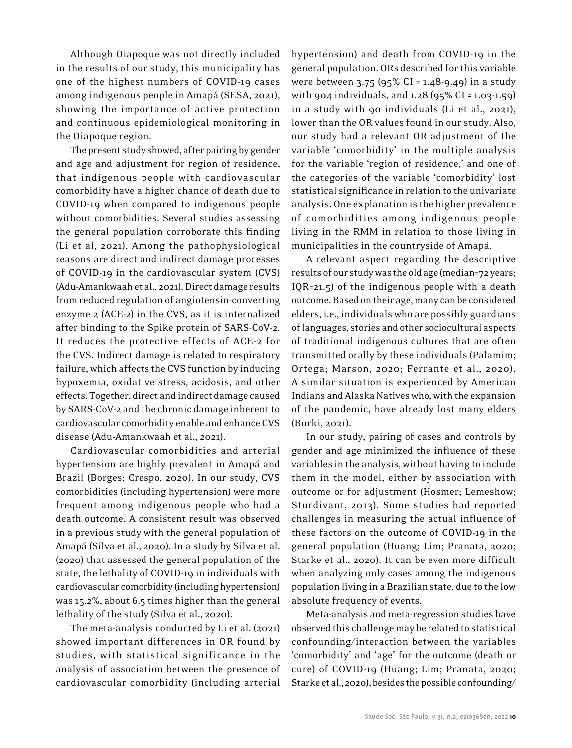Although Oiapoque was not directly included in the results of our study, this municipality has one of the highest numbers of COVID-19 cases among indigenous people in Amapá (SESA, 2021), showing the importance of active protection and continuous epidemiological monitoring in the Oiapoque region.

The present study showed, after pairing by gender and age and adjustment for region of residence, that indigenous people with cardiovascular comorbidity have a higher chance of death due to COVID-19 when compared to indigenous people without comorbidities. Several studies assessing the general population corroborate this finding (Li et al, 2021). Among the pathophysiological reasons are direct and indirect damage processes of COVID-19 in the cardiovascular system (CVS) (Adu-Amankwaah et al., 2021). Direct damage results from reduced regulation of angiotensin-converting enzyme 2 (ACE-2) in the CVS, as it is internalized after binding to the Spike protein of SARS-CoV-2. It reduces the protective effects of ACE-2 for the CVS. Indirect damage is related to respiratory failure, which affects the CVS function by inducing hypoxemia, oxidative stress, acidosis, and other effects. Together, direct and indirect damage caused by SARS-CoV-2 and the chronic damage inherent to cardiovascular comorbidity enable and enhance CVS disease (Adu-Amankwaah et al., 2021).

Cardiovascular comorbidities and arterial hypertension are highly prevalent in Amapá and Brazil (Borges; Crespo, 2020). In our study, CVS comorbidities (including hypertension) were more frequent among indigenous people who had a death outcome. A consistent result was observed in a previous study with the general population of Amapá (Silva et al., 2020). In a study by Silva et al. (2020) that assessed the general population of the state, the lethality of COVID-19 in individuals with cardiovascular comorbidity (including hypertension) was 15.2%, about 6.5 times higher than the general lethality of the study (Silva et al., 2020).

The meta-analysis conducted by Li et al. (2021) showed important differences in OR found by studies, with statistical significance in the analysis of association between the presence of cardiovascular comorbidity (including arterial hypertension) and death from COVID-19 in the general population. ORs described for this variable were between 3.75 (95% CI = 1.48-9.49) in a study with 904 individuals, and 1.28 (95% CI = 1.03-1.59) in a study with 90 individuals (Li et al., 2021), lower than the OR values found in our study. Also, our study had a relevant OR adjustment of the variable 'comorbidity' in the multiple analysis for the variable 'region of residence,' and one of the categories of the variable 'comorbidity' lost statistical significance in relation to the univariate analysis. One explanation is the higher prevalence of comorbidities among indigenous people living in the RMM in relation to those living in municipalities in the countryside of Amapá.

A relevant aspect regarding the descriptive results of our study was the old age (median=72 years; IQR=21.5) of the indigenous people with a death outcome. Based on their age, many can be considered elders, i.e., individuals who are possibly guardians of languages, stories and other sociocultural aspects of traditional indigenous cultures that are often transmitted orally by these individuals (Palamim; Ortega; Marson, 2020; Ferrante et al., 2020). A similar situation is experienced by American Indians and Alaska Natives who, with the expansion of the pandemic, have already lost many elders (Burki, 2021).

In our study, pairing of cases and controls by gender and age minimized the influence of these variables in the analysis, without having to include them in the model, either by association with outcome or for adjustment (Hosmer; Lemeshow; Sturdivant, 2013). Some studies had reported challenges in measuring the actual influence of these factors on the outcome of COVID-19 in the general population (Huang; Lim; Pranata, 2020; Starke et al., 2020). It can be even more difficult when analyzing only cases among the indigenous population living in a Brazilian state, due to the low absolute frequency of events.

Meta-analysis and meta-regression studies have observed this challenge may be related to statistical confounding/interaction between the variables 'comorbidity' and 'age' for the outcome (death or cure) of COVID-19 (Huang; Lim; Pranata, 2020; Starke et al., 2020), besides the possible confounding/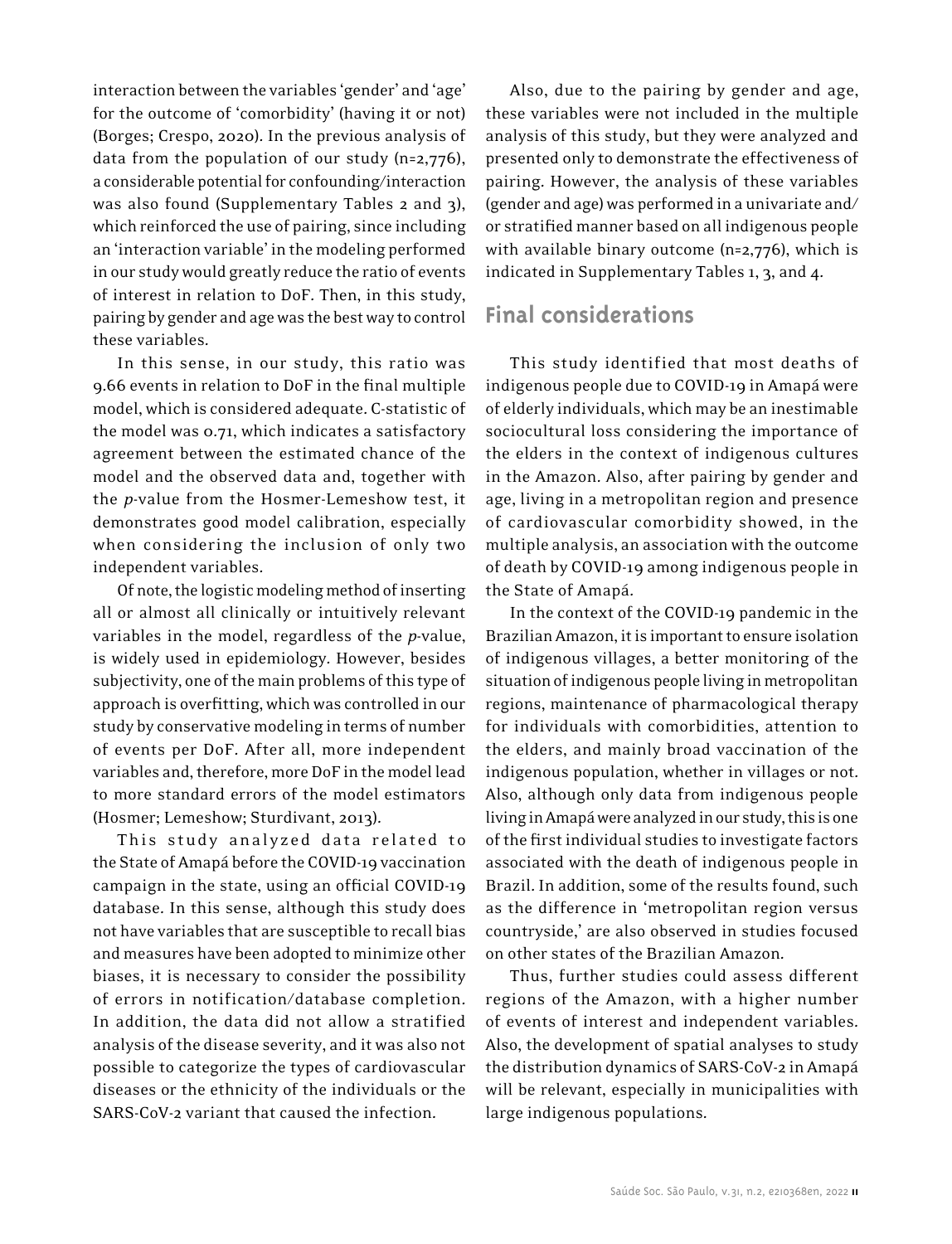interaction between the variables 'gender' and 'age' for the outcome of 'comorbidity' (having it or not) (Borges; Crespo, 2020). In the previous analysis of data from the population of our study (n=2,776), a considerable potential for confounding/interaction was also found (Supplementary Tables 2 and 3), which reinforced the use of pairing, since including an 'interaction variable' in the modeling performed in our study would greatly reduce the ratio of events of interest in relation to DoF. Then, in this study, pairing by gender and age was the best way to control these variables.

In this sense, in our study, this ratio was 9.66 events in relation to DoF in the final multiple model, which is considered adequate. C-statistic of the model was 0.71, which indicates a satisfactory agreement between the estimated chance of the model and the observed data and, together with the *p*-value from the Hosmer-Lemeshow test, it demonstrates good model calibration, especially when considering the inclusion of only two independent variables.

Of note, the logistic modeling method of inserting all or almost all clinically or intuitively relevant variables in the model, regardless of the *p*-value, is widely used in epidemiology. However, besides subjectivity, one of the main problems of this type of approach is overfitting, which was controlled in our study by conservative modeling in terms of number of events per DoF. After all, more independent variables and, therefore, more DoF in the model lead to more standard errors of the model estimators (Hosmer; Lemeshow; Sturdivant, 2013).

This study analyzed data related to the State of Amapá before the COVID-19 vaccination campaign in the state, using an official COVID-19 database. In this sense, although this study does not have variables that are susceptible to recall bias and measures have been adopted to minimize other biases, it is necessary to consider the possibility of errors in notification/database completion. In addition, the data did not allow a stratified analysis of the disease severity, and it was also not possible to categorize the types of cardiovascular diseases or the ethnicity of the individuals or the SARS-CoV-2 variant that caused the infection.

Also, due to the pairing by gender and age, these variables were not included in the multiple analysis of this study, but they were analyzed and presented only to demonstrate the effectiveness of pairing. However, the analysis of these variables (gender and age) was performed in a univariate and/or stratified manner based on all indigenous people with available binary outcome (n=2,776), which is indicated in Supplementary Tables 1, 3, and 4.

## Final considerations

This study identified that most deaths of indigenous people due to COVID-19 in Amapá were of elderly individuals, which may be an inestimable sociocultural loss considering the importance of the elders in the context of indigenous cultures in the Amazon. Also, after pairing by gender and age, living in a metropolitan region and presence of cardiovascular comorbidity showed, in the multiple analysis, an association with the outcome of death by COVID-19 among indigenous people in the State of Amapá.

In the context of the COVID-19 pandemic in the Brazilian Amazon, it is important to ensure isolation of indigenous villages, a better monitoring of the situation of indigenous people living in metropolitan regions, maintenance of pharmacological therapy for individuals with comorbidities, attention to the elders, and mainly broad vaccination of the indigenous population, whether in villages or not. Also, although only data from indigenous people living in Amapá were analyzed in our study, this is one of the first individual studies to investigate factors associated with the death of indigenous people in Brazil. In addition, some of the results found, such as the difference in 'metropolitan region versus countryside,' are also observed in studies focused on other states of the Brazilian Amazon.

Thus, further studies could assess different regions of the Amazon, with a higher number of events of interest and independent variables. Also, the development of spatial analyses to study the distribution dynamics of SARS-CoV-2 in Amapá will be relevant, especially in municipalities with large indigenous populations.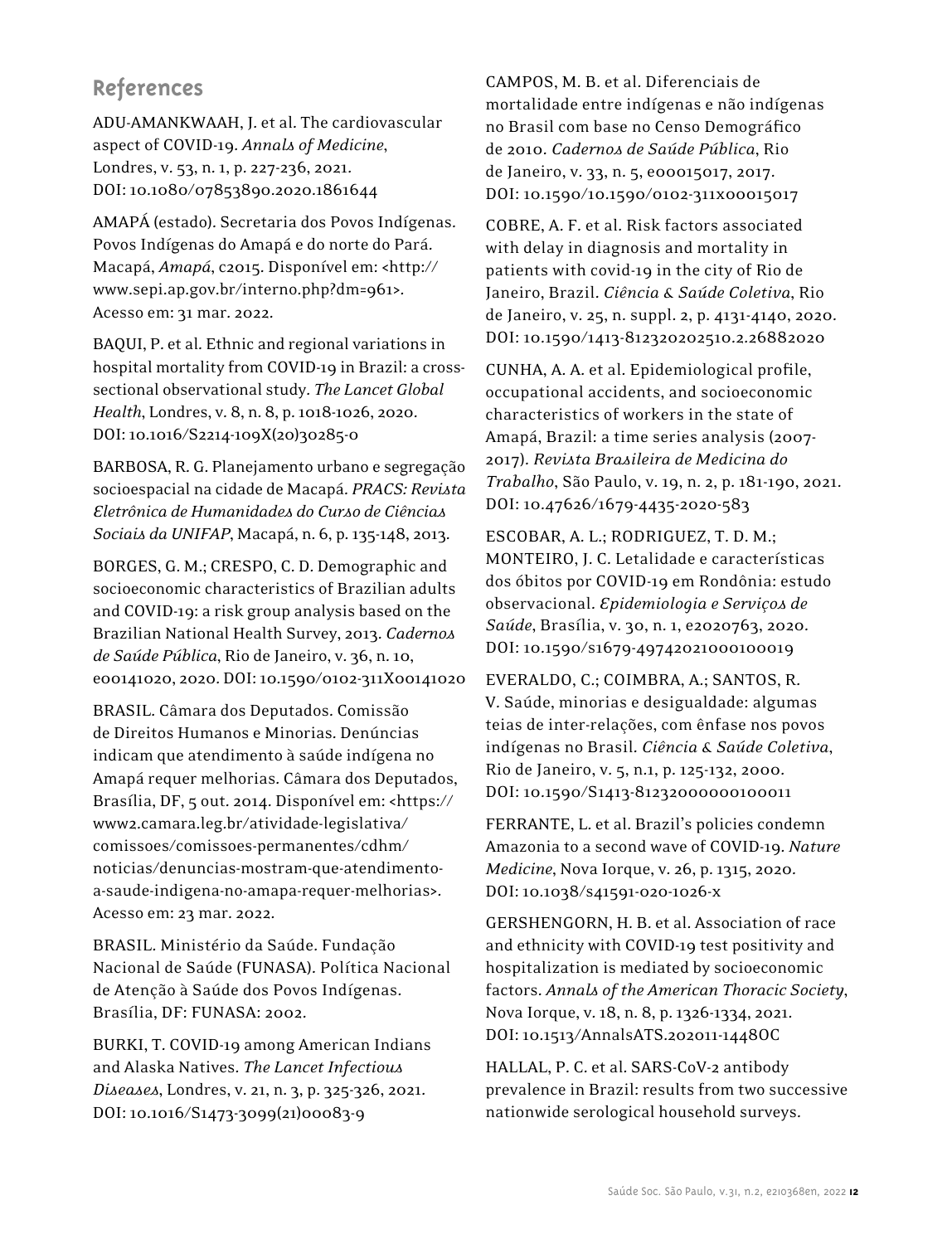## References

ADU-AMANKWAAH, J. et al. The cardiovascular aspect of COVID-19. *Annals of Medicine*, Londres, v. 53, n. 1, p. 227-236, 2021. DOI: 10.1080/07853890.2020.1861644

AMAPÁ (estado). Secretaria dos Povos Indígenas. Povos Indígenas do Amapá e do norte do Pará. Macapá, *Amapá*, c2015. Disponível em: <http://www.sepi.ap.gov.br/interno.php?dm=961>. Acesso em: 31 mar. 2022.

BAQUI, P. et al. Ethnic and regional variations in hospital mortality from COVID-19 in Brazil: a cross-sectional observational study. *The Lancet Global Health*, Londres, v. 8, n. 8, p. 1018-1026, 2020. DOI: 10.1016/S2214-109X(20)30285-0

BARBOSA, R. G. Planejamento urbano e segregação socioespacial na cidade de Macapá. *PRACS: Revista Eletrônica de Humanidades do Curso de Ciências Sociais da UNIFAP*, Macapá, n. 6, p. 135-148, 2013.

BORGES, G. M.; CRESPO, C. D. Demographic and socioeconomic characteristics of Brazilian adults and COVID-19: a risk group analysis based on the Brazilian National Health Survey, 2013. *Cadernos de Saúde Pública*, Rio de Janeiro, v. 36, n. 10, e00141020, 2020. DOI: 10.1590/0102-311X00141020

BRASIL. Câmara dos Deputados. Comissão de Direitos Humanos e Minorias. Denúncias indicam que atendimento à saúde indígena no Amapá requer melhorias. Câmara dos Deputados, Brasília, DF, 5 out. 2014. Disponível em: <https://www2.camara.leg.br/atividade-legislativa/comissoes/comissoes-permanentes/cdhm/noticias/denuncias-mostram-que-atendimento-a-saude-indigena-no-amapa-requer-melhorias>. Acesso em: 23 mar. 2022.

BRASIL. Ministério da Saúde. Fundação Nacional de Saúde (FUNASA). Política Nacional de Atenção à Saúde dos Povos Indígenas. Brasília, DF: FUNASA: 2002.

BURKI, T. COVID-19 among American Indians and Alaska Natives. *The Lancet Infectious Diseases*, Londres, v. 21, n. 3, p. 325-326, 2021. DOI: 10.1016/S1473-3099(21)00083-9

CAMPOS, M. B. et al. Diferenciais de mortalidade entre indígenas e não indígenas no Brasil com base no Censo Demográfico de 2010. *Cadernos de Saúde Pública*, Rio de Janeiro, v. 33, n. 5, e00015017, 2017. DOI: 10.1590/10.1590/0102-311x00015017

COBRE, A. F. et al. Risk factors associated with delay in diagnosis and mortality in patients with covid-19 in the city of Rio de Janeiro, Brazil. *Ciência & Saúde Coletiva*, Rio de Janeiro, v. 25, n. suppl. 2, p. 4131-4140, 2020. DOI: 10.1590/1413-812320202510.2.26882020

CUNHA, A. A. et al. Epidemiological profile, occupational accidents, and socioeconomic characteristics of workers in the state of Amapá, Brazil: a time series analysis (2007-2017). *Revista Brasileira de Medicina do Trabalho*, São Paulo, v. 19, n. 2, p. 181-190, 2021. DOI: 10.47626/1679-4435-2020-583

ESCOBAR, A. L.; RODRIGUEZ, T. D. M.; MONTEIRO, J. C. Letalidade e características dos óbitos por COVID-19 em Rondônia: estudo observacional. *Epidemiologia e Serviços de Saúde*, Brasília, v. 30, n. 1, e2020763, 2020. DOI: 10.1590/s1679-49742021000100019

EVERALDO, C.; COIMBRA, A.; SANTOS, R. V. Saúde, minorias e desigualdade: algumas teias de inter-relações, com ênfase nos povos indígenas no Brasil. *Ciência & Saúde Coletiva*, Rio de Janeiro, v. 5, n.1, p. 125-132, 2000. DOI: 10.1590/S1413-81232000000100011

FERRANTE, L. et al. Brazil's policies condemn Amazonia to a second wave of COVID-19. *Nature Medicine*, Nova Iorque, v. 26, p. 1315, 2020. DOI: 10.1038/s41591-020-1026-x

GERSHENGORN, H. B. et al. Association of race and ethnicity with COVID-19 test positivity and hospitalization is mediated by socioeconomic factors. *Annals of the American Thoracic Society*, Nova Iorque, v. 18, n. 8, p. 1326-1334, 2021. DOI: 10.1513/AnnalsATS.202011-1448OC

HALLAL, P. C. et al. SARS-CoV-2 antibody prevalence in Brazil: results from two successive nationwide serological household surveys.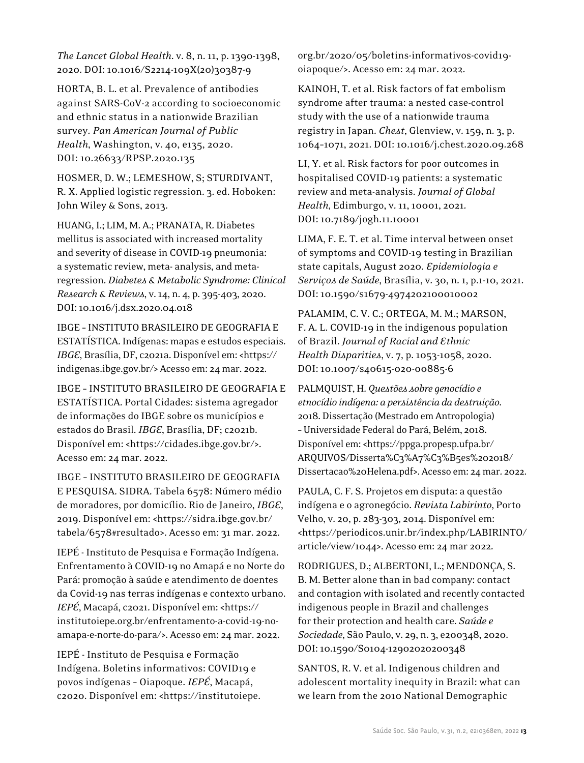*The Lancet Global Health*. v. 8, n. 11, p. 1390-1398, 2020. DOI: 10.1016/S2214-109X(20)30387-9

HORTA, B. L. et al. Prevalence of antibodies against SARS-CoV-2 according to socioeconomic and ethnic status in a nationwide Brazilian survey. *Pan American Journal of Public Health*, Washington, v. 40, e135, 2020. DOI: 10.26633/RPSP.2020.135

HOSMER, D. W.; LEMESHOW, S; STURDIVANT, R. X. Applied logistic regression. 3. ed. Hoboken: John Wiley & Sons, 2013.

HUANG, I.; LIM, M. A.; PRANATA, R. Diabetes mellitus is associated with increased mortality and severity of disease in COVID-19 pneumonia: a systematic review, meta- analysis, and meta-regression. *Diabetes & Metabolic Syndrome: Clinical Research & Reviews*, v. 14, n. 4, p. 395-403, 2020. DOI: 10.1016/j.dsx.2020.04.018

IBGE – INSTITUTO BRASILEIRO DE GEOGRAFIA E ESTATÍSTICA. Indígenas: mapas e estudos especiais. *IBGE*, Brasília, DF, c2021a. Disponível em: <https://indigenas.ibge.gov.br/> Acesso em: 24 mar. 2022.

IBGE – INSTITUTO BRASILEIRO DE GEOGRAFIA E ESTATÍSTICA. Portal Cidades: sistema agregador de informações do IBGE sobre os municípios e estados do Brasil. *IBGE*, Brasília, DF; c2021b. Disponível em: <https://cidades.ibge.gov.br/>. Acesso em: 24 mar. 2022.

IBGE – INSTITUTO BRASILEIRO DE GEOGRAFIA E PESQUISA. SIDRA. Tabela 6578: Número médio de moradores, por domicílio. Rio de Janeiro, *IBGE*, 2019. Disponível em: <https://sidra.ibge.gov.br/tabela/6578#resultado>. Acesso em: 31 mar. 2022.

IEPÉ - Instituto de Pesquisa e Formação Indígena. Enfrentamento à COVID-19 no Amapá e no Norte do Pará: promoção à saúde e atendimento de doentes da Covid-19 nas terras indígenas e contexto urbano. *IEPÉ*, Macapá, c2021. Disponível em: <https://institutoiepe.org.br/enfrentamento-a-covid-19-no-amapa-e-norte-do-para/>. Acesso em: 24 mar. 2022.

IEPÉ - Instituto de Pesquisa e Formação Indígena. Boletins informativos: COVID19 e povos indígenas – Oiapoque. *IEPÉ*, Macapá, c2020. Disponível em: <https://institutoiepe.org.br/2020/05/boletins-informativos-covid19-oiapoque/>. Acesso em: 24 mar. 2022.

KAINOH, T. et al. Risk factors of fat embolism syndrome after trauma: a nested case-control study with the use of a nationwide trauma registry in Japan. *Chest*, Glenview, v. 159, n. 3, p. 1064–1071, 2021. DOI: 10.1016/j.chest.2020.09.268

LI, Y. et al. Risk factors for poor outcomes in hospitalised COVID-19 patients: a systematic review and meta-analysis. *Journal of Global Health*, Edimburgo, v. 11, 10001, 2021. DOI: 10.7189/jogh.11.10001

LIMA, F. E. T. et al. Time interval between onset of symptoms and COVID-19 testing in Brazilian state capitals, August 2020. *Epidemiologia e Serviços de Saúde*, Brasília, v. 30, n. 1, p.1-10, 2021. DOI: 10.1590/s1679-49742021000100002

PALAMIM, C. V. C.; ORTEGA, M. M.; MARSON, F. A. L. COVID-19 in the indigenous population of Brazil. *Journal of Racial and Ethnic Health Disparities*, v. 7, p. 1053-1058, 2020. DOI: 10.1007/s40615-020-00885-6

PALMQUIST, H. *Questões sobre genocídio e etnocídio indígena: a persistência da destruição*. 2018. Dissertação (Mestrado em Antropologia) – Universidade Federal do Pará, Belém, 2018. Disponível em: <https://ppga.propesp.ufpa.br/ARQUIVOS/Disserta%C3%A7%C3%B5es%202018/Dissertacao%20Helena.pdf>. Acesso em: 24 mar. 2022.

PAULA, C. F. S. Projetos em disputa: a questão indígena e o agronegócio. *Revista Labirinto*, Porto Velho, v. 20, p. 283-303, 2014. Disponível em: <https://periodicos.unir.br/index.php/LABIRINTO/article/view/1044>. Acesso em: 24 mar 2022.

RODRIGUES, D.; ALBERTONI, L.; MENDONÇA, S. B. M. Better alone than in bad company: contact and contagion with isolated and recently contacted indigenous people in Brazil and challenges for their protection and health care. *Saúde e Sociedade*, São Paulo, v. 29, n. 3, e200348, 2020. DOI: 10.1590/S0104-12902020200348

SANTOS, R. V. et al. Indigenous children and adolescent mortality inequity in Brazil: what can we learn from the 2010 National Demographic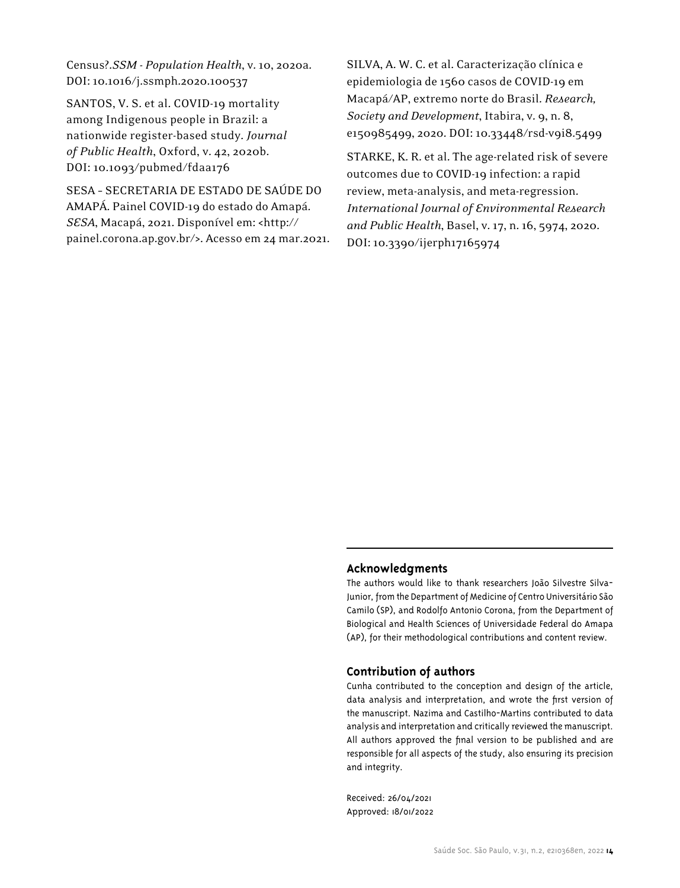Census?.*SSM - Population Health*, v. 10, 2020a. DOI: 10.1016/j.ssmph.2020.100537

SANTOS, V. S. et al. COVID-19 mortality among Indigenous people in Brazil: a nationwide register-based study. *Journal of Public Health*, Oxford, v. 42, 2020b. DOI: 10.1093/pubmed/fdaa176

SESA – SECRETARIA DE ESTADO DE SAÚDE DO AMAPÁ. Painel COVID-19 do estado do Amapá. *SESA*, Macapá, 2021. Disponível em: <http://painel.corona.ap.gov.br/>. Acesso em 24 mar.2021.

SILVA, A. W. C. et al. Caracterização clínica e epidemiologia de 1560 casos de COVID-19 em Macapá/AP, extremo norte do Brasil. *Research, Society and Development*, Itabira, v. 9, n. 8, e150985499, 2020. DOI: 10.33448/rsd-v9i8.5499

STARKE, K. R. et al. The age-related risk of severe outcomes due to COVID-19 infection: a rapid review, meta-analysis, and meta-regression. *International Journal of Environmental Research and Public Health*, Basel, v. 17, n. 16, 5974, 2020. DOI: 10.3390/ijerph17165974

## Acknowledgments

The authors would like to thank researchers João Silvestre Silva-Junior, from the Department of Medicine of Centro Universitário São Camilo (SP), and Rodolfo Antonio Corona, from the Department of Biological and Health Sciences of Universidade Federal do Amapa (AP), for their methodological contributions and content review.

## Contribution of authors

Cunha contributed to the conception and design of the article, data analysis and interpretation, and wrote the first version of the manuscript. Nazima and Castilho-Martins contributed to data analysis and interpretation and critically reviewed the manuscript. All authors approved the final version to be published and are responsible for all aspects of the study, also ensuring its precision and integrity.

Received: 26/04/2021
Approved: 18/01/2022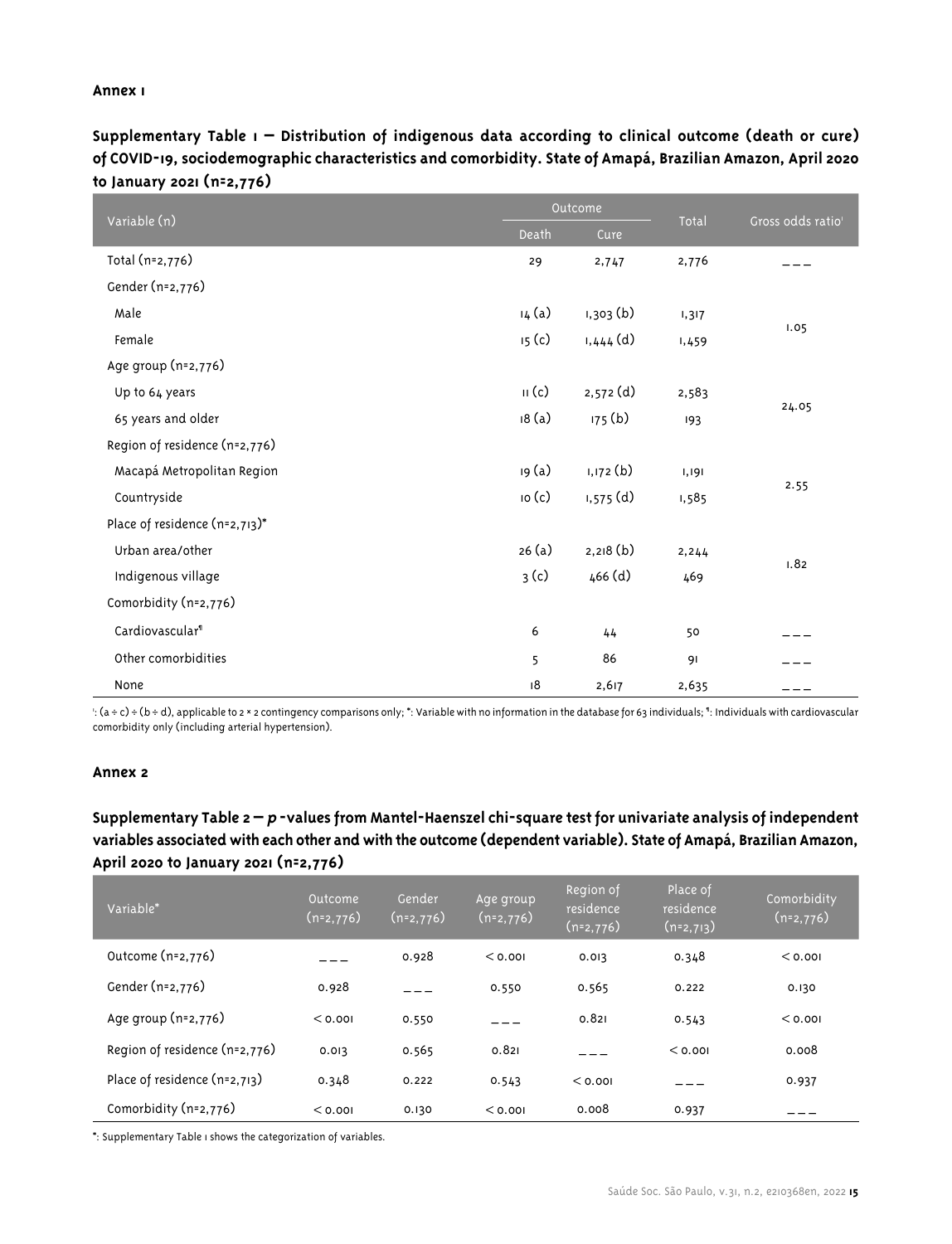**Annex 1**

**Supplementary Table 1 — Distribution of indigenous data according to clinical outcome (death or cure) of COVID-19, sociodemographic characteristics and comorbidity. State of Amapá, Brazilian Amazon, April 2020 to January 2021 (n=2,776)**

| Variable (n) | Outcome | | Total | Gross odds ratio[ǀ] |
|---|---|---|---|---|
| | Death | Cure | | |
| Total (n=2,776) | 29 | 2,747 | 2,776 | — — — |
| Gender (n=2,776) | | | | |
| Male | 14 (a) | 1,303 (b) | 1,317 | 1.05 |
| Female | 15 (c) | 1,444 (d) | 1,459 | |
| Age group (n=2,776) | | | | |
| Up to 64 years | 11 (c) | 2,572 (d) | 2,583 | 24.05 |
| 65 years and older | 18 (a) | 175 (b) | 193 | |
| Region of residence (n=2,776) | | | | |
| Macapá Metropolitan Region | 19 (a) | 1,172 (b) | 1,191 | 2.55 |
| Countryside | 10 (c) | 1,575 (d) | 1,585 | |
| Place of residence (n=2,713)* | | | | |
| Urban area/other | 26 (a) | 2,218 (b) | 2,244 | 1.82 |
| Indigenous village | 3 (c) | 466 (d) | 469 | |
| Comorbidity (n=2,776) | | | | |
| Cardiovascular[¶] | 6 | 44 | 50 | — — — |
| Other comorbidities | 5 | 86 | 91 | — — — |
| None | 18 | 2,617 | 2,635 | — — — |

[ǀ]: (a ÷ c) ÷ (b ÷ d), applicable to 2 × 2 contingency comparisons only; *: Variable with no information in the database for 63 individuals; [¶]: Individuals with cardiovascular comorbidity only (including arterial hypertension).

**Annex 2**

**Supplementary Table 2 — *p*-values from Mantel-Haenszel chi-square test for univariate analysis of independent variables associated with each other and with the outcome (dependent variable). State of Amapá, Brazilian Amazon, April 2020 to January 2021 (n=2,776)**

| Variable* | Outcome (n=2,776) | Gender (n=2,776) | Age group (n=2,776) | Region of residence (n=2,776) | Place of residence (n=2,713) | Comorbidity (n=2,776) |
|---|---|---|---|---|---|---|
| Outcome (n=2,776) | — — — | 0.928 | < 0.001 | 0.013 | 0.348 | < 0.001 |
| Gender (n=2,776) | 0.928 | — — — | 0.550 | 0.565 | 0.222 | 0.130 |
| Age group (n=2,776) | < 0.001 | 0.550 | — — — | 0.821 | 0.543 | < 0.001 |
| Region of residence (n=2,776) | 0.013 | 0.565 | 0.821 | — — — | < 0.001 | 0.008 |
| Place of residence (n=2,713) | 0.348 | 0.222 | 0.543 | < 0.001 | — — — | 0.937 |
| Comorbidity (n=2,776) | < 0.001 | 0.130 | < 0.001 | 0.008 | 0.937 | — — — |

*: Supplementary Table 1 shows the categorization of variables.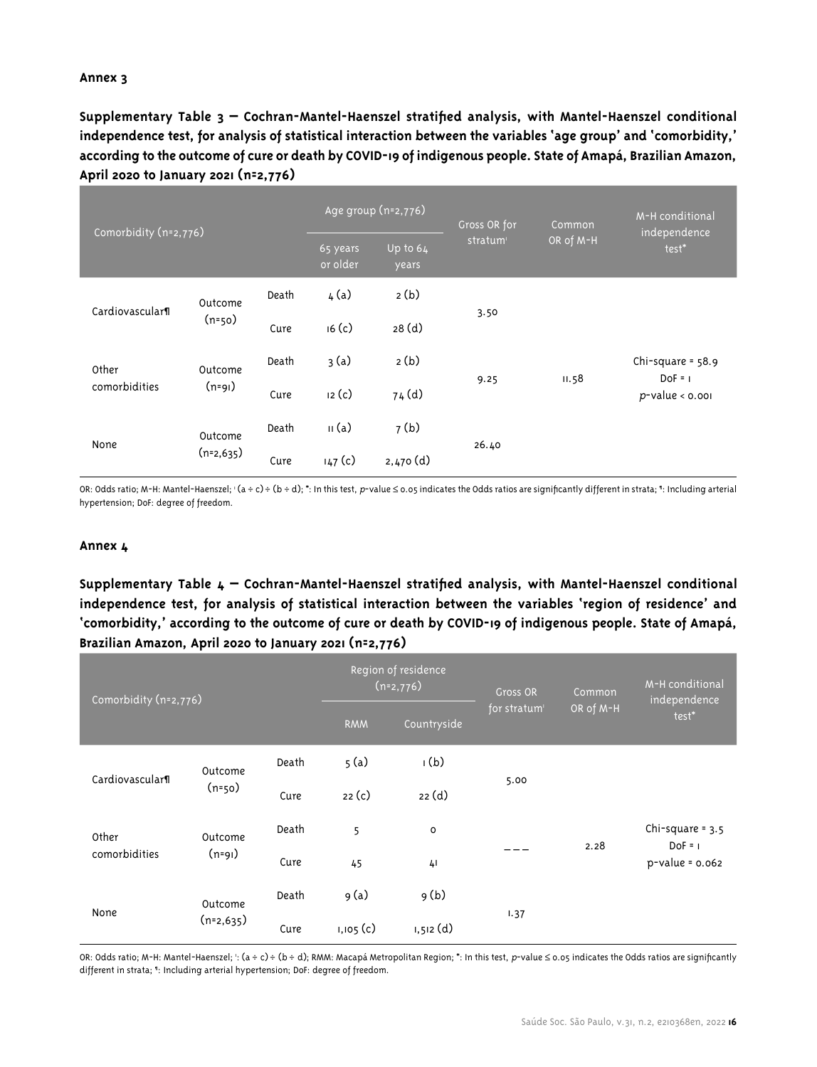**Annex 3**

**Supplementary Table 3 — Cochran-Mantel-Haenszel stratified analysis, with Mantel-Haenszel conditional independence test, for analysis of statistical interaction between the variables 'age group' and 'comorbidity,' according to the outcome of cure or death by COVID-19 of indigenous people. State of Amapá, Brazilian Amazon, April 2020 to January 2021 (n=2,776)**

| Comorbidity (n=2,776) | | | Age group (n=2,776) | | Gross OR for stratum[i] | Common OR of M-H | M-H conditional independence test* |
|---|---|---|---|---|---|---|---|
| | | | 65 years or older | Up to 64 years | | | |
| Cardiovascular¶ | Outcome (n=50) | Death | 4 (a) | 2 (b) | 3.50 | | |
| | | Cure | 16 (c) | 28 (d) | | | |
| Other comorbidities | Outcome (n=91) | Death | 3 (a) | 2 (b) | 9.25 | 11.58 | Chi-square = 58.9<br>DoF = 1<br>*p*-value < 0.001 |
| | | Cure | 12 (c) | 74 (d) | | | |
| None | Outcome (n=2,635) | Death | 11 (a) | 7 (b) | 26.40 | | |
| | | Cure | 147 (c) | 2,470 (d) | | | |

OR: Odds ratio; M-H: Mantel-Haenszel; [i] (a ÷ c) ÷ (b ÷ d); *: In this test, *p*-value ≤ 0.05 indicates the Odds ratios are significantly different in strata; ¶: Including arterial hypertension; DoF: degree of freedom.

**Annex 4**

**Supplementary Table 4 — Cochran-Mantel-Haenszel stratified analysis, with Mantel-Haenszel conditional independence test, for analysis of statistical interaction between the variables 'region of residence' and 'comorbidity,' according to the outcome of cure or death by COVID-19 of indigenous people. State of Amapá, Brazilian Amazon, April 2020 to January 2021 (n=2,776)**

| Comorbidity (n=2,776) | | | Region of residence (n=2,776) | | Gross OR for stratum[i] | Common OR of M-H | M-H conditional independence test* |
|---|---|---|---|---|---|---|---|
| | | | RMM | Countryside | | | |
| Cardiovascular¶ | Outcome (n=50) | Death | 5 (a) | 1 (b) | 5.00 | | |
| | | Cure | 22 (c) | 22 (d) | | | |
| Other comorbidities | Outcome (n=91) | Death | 5 | 0 | ——— | 2.28 | Chi-square = 3.5<br>DoF = 1<br>p-value = 0.062 |
| | | Cure | 45 | 41 | | | |
| None | Outcome (n=2,635) | Death | 9 (a) | 9 (b) | 1.37 | | |
| | | Cure | 1,105 (c) | 1,512 (d) | | | |

OR: Odds ratio; M-H: Mantel-Haenszel; [i]: (a ÷ c) ÷ (b ÷ d); RMM: Macapá Metropolitan Region; *: In this test, *p*-value ≤ 0.05 indicates the Odds ratios are significantly different in strata; ¶: Including arterial hypertension; DoF: degree of freedom.